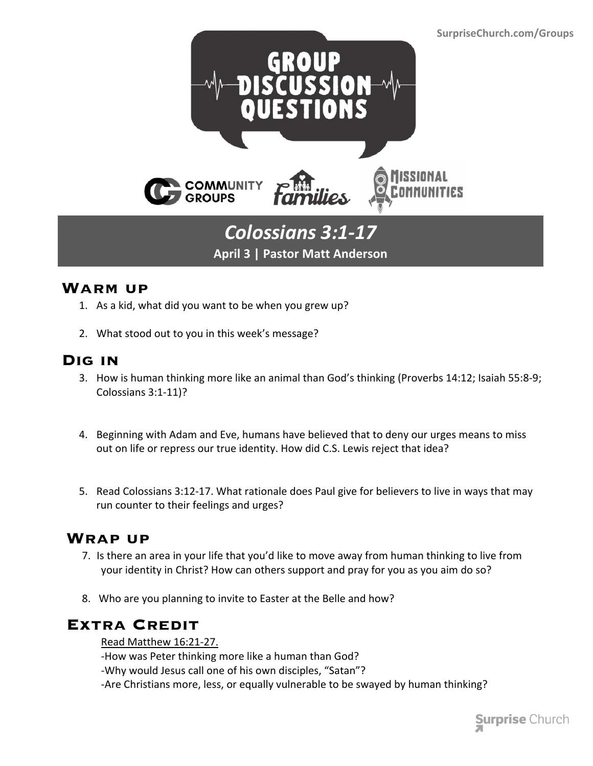SurpriseChurch.com/Groups

# GROUP DISCUSSION QUESTIONS

COMMUNITY GROUPS | Families | MISSIONAL COMMUNITIES

## *Colossians 3:1-17*

**April 3 | Pastor Matt Anderson**

## Warm up

1. As a kid, what did you want to be when you grew up?
2. What stood out to you in this week's message?

## Dig in

3. How is human thinking more like an animal than God's thinking (Proverbs 14:12; Isaiah 55:8-9; Colossians 3:1-11)?
4. Beginning with Adam and Eve, humans have believed that to deny our urges means to miss out on life or repress our true identity. How did C.S. Lewis reject that idea?
5. Read Colossians 3:12-17. What rationale does Paul give for believers to live in ways that may run counter to their feelings and urges?

## Wrap up

7. Is there an area in your life that you'd like to move away from human thinking to live from your identity in Christ? How can others support and pray for you as you aim do so?
8. Who are you planning to invite to Easter at the Belle and how?

## Extra Credit

Read Matthew 16:21-27.

-How was Peter thinking more like a human than God?

-Why would Jesus call one of his own disciples, "Satan"?

-Are Christians more, less, or equally vulnerable to be swayed by human thinking?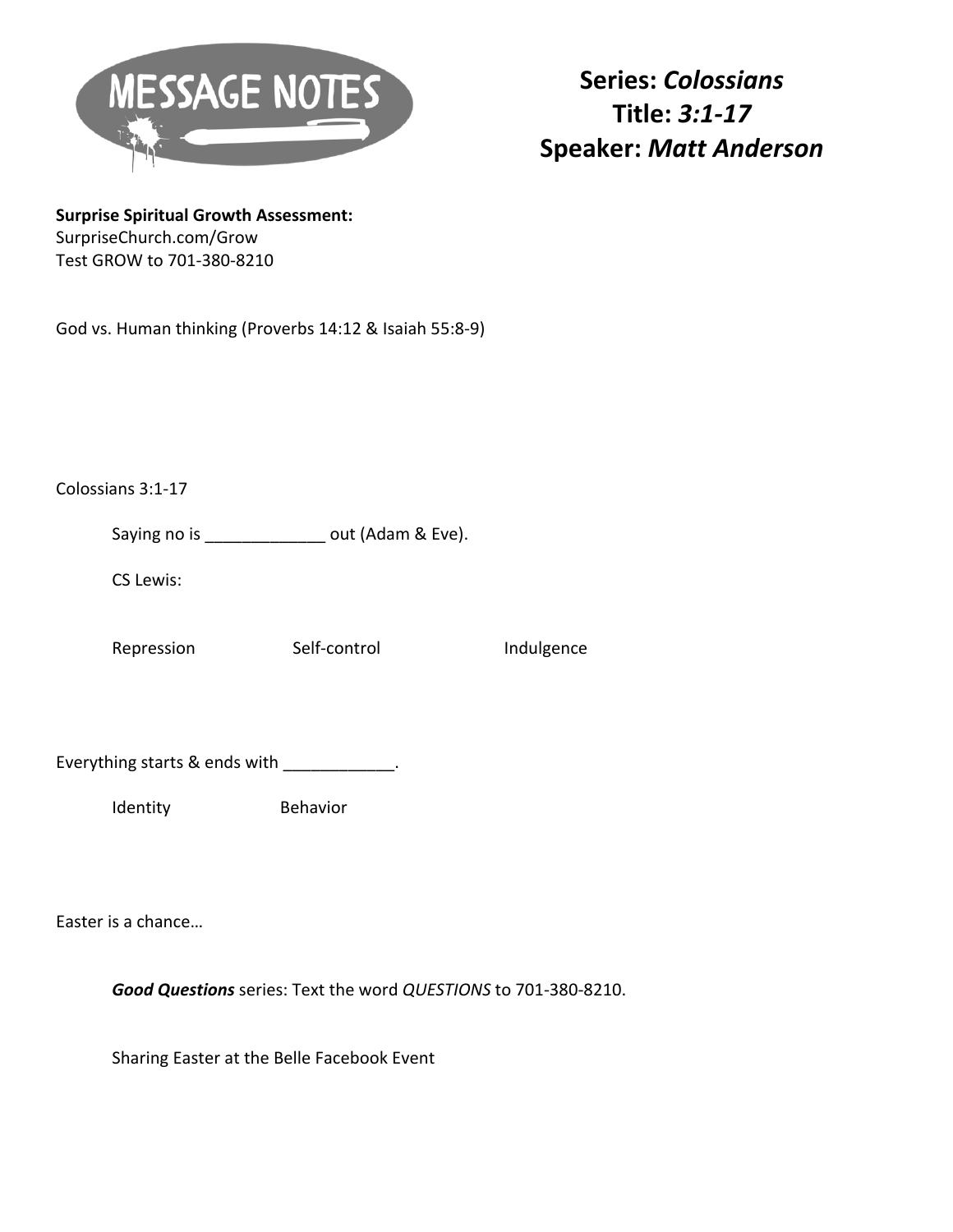MESSAGE NOTES

**Series:** ***Colossians***
**Title:** ***3:1-17***
**Speaker:** ***Matt Anderson***

**Surprise Spiritual Growth Assessment:**
SurpriseChurch.com/Grow
Test GROW to 701-380-8210

God vs. Human thinking (Proverbs 14:12 & Isaiah 55:8-9)

Colossians 3:1-17

Saying no is _____________ out (Adam & Eve).

CS Lewis:

Repression Self-control Indulgence

Everything starts & ends with ____________.

Identity Behavior

Easter is a chance…

***Good Questions*** series: Text the word *QUESTIONS* to 701-380-8210.

Sharing Easter at the Belle Facebook Event